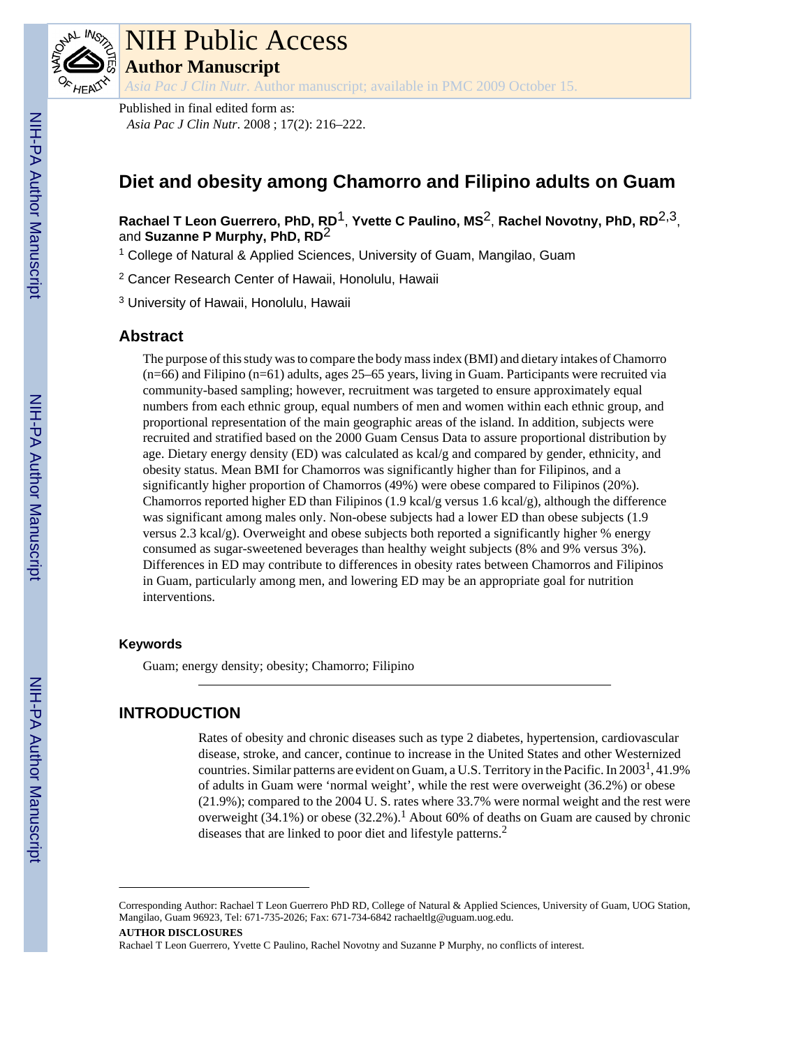# NIH Public Access

## Author Manuscript

*Asia Pac J Clin Nutr*. Author manuscript; available in PMC 2009 October 15.

Published in final edited form as:
*Asia Pac J Clin Nutr*. 2008 ; 17(2): 216–222.

# Diet and obesity among Chamorro and Filipino adults on Guam

**Rachael T Leon Guerrero, PhD, RD**[1], **Yvette C Paulino, MS**[2], **Rachel Novotny, PhD, RD**[2,3], and **Suzanne P Murphy, PhD, RD**[2]

[1] College of Natural & Applied Sciences, University of Guam, Mangilao, Guam

[2] Cancer Research Center of Hawaii, Honolulu, Hawaii

[3] University of Hawaii, Honolulu, Hawaii

## Abstract

The purpose of this study was to compare the body mass index (BMI) and dietary intakes of Chamorro (n=66) and Filipino (n=61) adults, ages 25–65 years, living in Guam. Participants were recruited via community-based sampling; however, recruitment was targeted to ensure approximately equal numbers from each ethnic group, equal numbers of men and women within each ethnic group, and proportional representation of the main geographic areas of the island. In addition, subjects were recruited and stratified based on the 2000 Guam Census Data to assure proportional distribution by age. Dietary energy density (ED) was calculated as kcal/g and compared by gender, ethnicity, and obesity status. Mean BMI for Chamorros was significantly higher than for Filipinos, and a significantly higher proportion of Chamorros (49%) were obese compared to Filipinos (20%). Chamorros reported higher ED than Filipinos (1.9 kcal/g versus 1.6 kcal/g), although the difference was significant among males only. Non-obese subjects had a lower ED than obese subjects (1.9 versus 2.3 kcal/g). Overweight and obese subjects both reported a significantly higher % energy consumed as sugar-sweetened beverages than healthy weight subjects (8% and 9% versus 3%). Differences in ED may contribute to differences in obesity rates between Chamorros and Filipinos in Guam, particularly among men, and lowering ED may be an appropriate goal for nutrition interventions.

### Keywords

Guam; energy density; obesity; Chamorro; Filipino

## INTRODUCTION

Rates of obesity and chronic diseases such as type 2 diabetes, hypertension, cardiovascular disease, stroke, and cancer, continue to increase in the United States and other Westernized countries. Similar patterns are evident on Guam, a U.S. Territory in the Pacific. In 2003[1], 41.9% of adults in Guam were 'normal weight', while the rest were overweight (36.2%) or obese (21.9%); compared to the 2004 U. S. rates where 33.7% were normal weight and the rest were overweight (34.1%) or obese (32.2%).[1] About 60% of deaths on Guam are caused by chronic diseases that are linked to poor diet and lifestyle patterns.[2]

---

Corresponding Author: Rachael T Leon Guerrero PhD RD, College of Natural & Applied Sciences, University of Guam, UOG Station, Mangilao, Guam 96923, Tel: 671-735-2026; Fax: 671-734-6842 rachaeltlg@uguam.uog.edu.

**AUTHOR DISCLOSURES**

Rachael T Leon Guerrero, Yvette C Paulino, Rachel Novotny and Suzanne P Murphy, no conflicts of interest.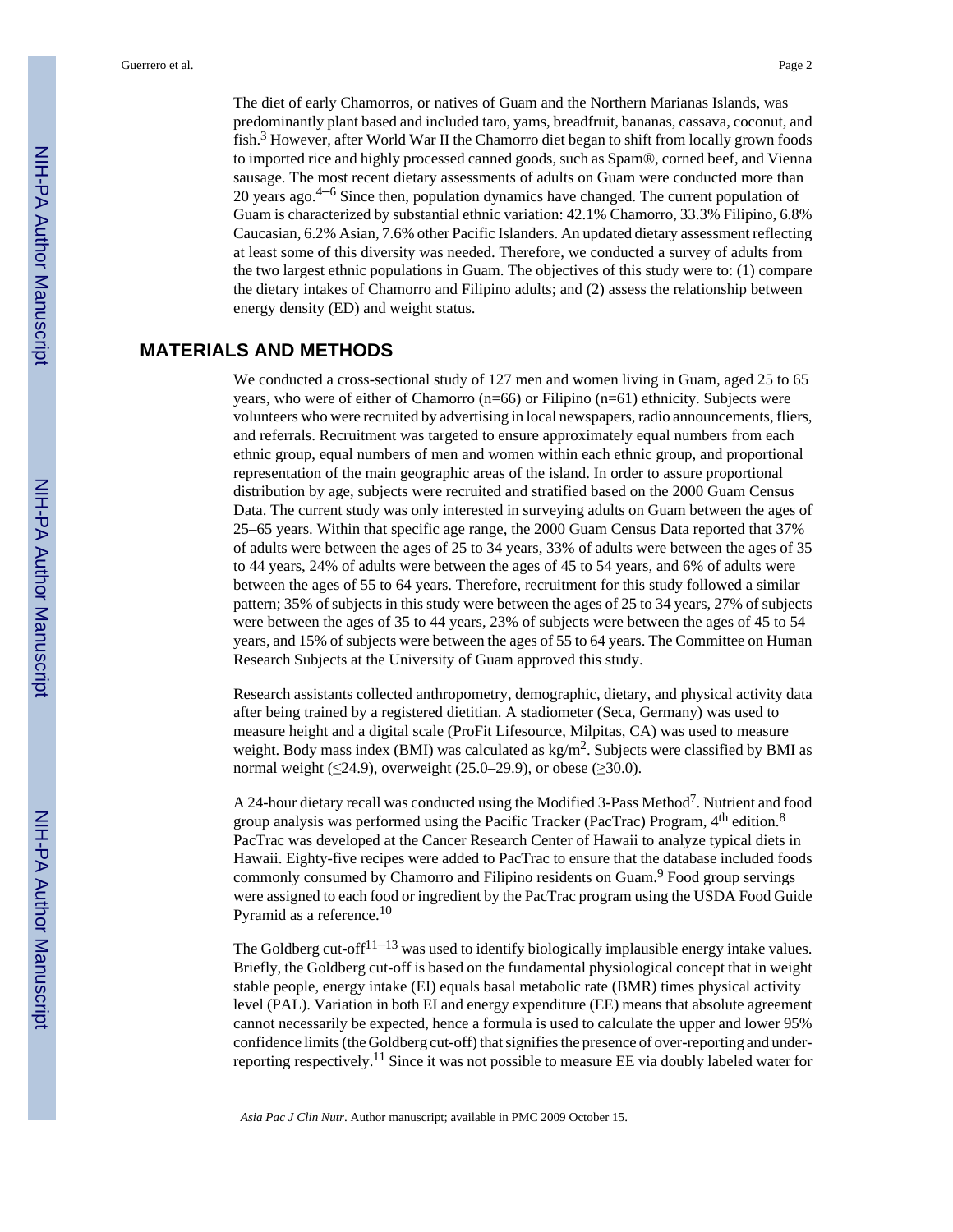The diet of early Chamorros, or natives of Guam and the Northern Marianas Islands, was predominantly plant based and included taro, yams, breadfruit, bananas, cassava, coconut, and fish.[3] However, after World War II the Chamorro diet began to shift from locally grown foods to imported rice and highly processed canned goods, such as Spam®, corned beef, and Vienna sausage. The most recent dietary assessments of adults on Guam were conducted more than 20 years ago.[4–6] Since then, population dynamics have changed. The current population of Guam is characterized by substantial ethnic variation: 42.1% Chamorro, 33.3% Filipino, 6.8% Caucasian, 6.2% Asian, 7.6% other Pacific Islanders. An updated dietary assessment reflecting at least some of this diversity was needed. Therefore, we conducted a survey of adults from the two largest ethnic populations in Guam. The objectives of this study were to: (1) compare the dietary intakes of Chamorro and Filipino adults; and (2) assess the relationship between energy density (ED) and weight status.

## MATERIALS AND METHODS

We conducted a cross-sectional study of 127 men and women living in Guam, aged 25 to 65 years, who were of either of Chamorro (n=66) or Filipino (n=61) ethnicity. Subjects were volunteers who were recruited by advertising in local newspapers, radio announcements, fliers, and referrals. Recruitment was targeted to ensure approximately equal numbers from each ethnic group, equal numbers of men and women within each ethnic group, and proportional representation of the main geographic areas of the island. In order to assure proportional distribution by age, subjects were recruited and stratified based on the 2000 Guam Census Data. The current study was only interested in surveying adults on Guam between the ages of 25–65 years. Within that specific age range, the 2000 Guam Census Data reported that 37% of adults were between the ages of 25 to 34 years, 33% of adults were between the ages of 35 to 44 years, 24% of adults were between the ages of 45 to 54 years, and 6% of adults were between the ages of 55 to 64 years. Therefore, recruitment for this study followed a similar pattern; 35% of subjects in this study were between the ages of 25 to 34 years, 27% of subjects were between the ages of 35 to 44 years, 23% of subjects were between the ages of 45 to 54 years, and 15% of subjects were between the ages of 55 to 64 years. The Committee on Human Research Subjects at the University of Guam approved this study.

Research assistants collected anthropometry, demographic, dietary, and physical activity data after being trained by a registered dietitian. A stadiometer (Seca, Germany) was used to measure height and a digital scale (ProFit Lifesource, Milpitas, CA) was used to measure weight. Body mass index (BMI) was calculated as $kg/m^2$. Subjects were classified by BMI as normal weight (≤24.9), overweight (25.0–29.9), or obese (≥30.0).

A 24-hour dietary recall was conducted using the Modified 3-Pass Method[7]. Nutrient and food group analysis was performed using the Pacific Tracker (PacTrac) Program, $4^{th}$ edition.[8] PacTrac was developed at the Cancer Research Center of Hawaii to analyze typical diets in Hawaii. Eighty-five recipes were added to PacTrac to ensure that the database included foods commonly consumed by Chamorro and Filipino residents on Guam.[9] Food group servings were assigned to each food or ingredient by the PacTrac program using the USDA Food Guide Pyramid as a reference.[10]

The Goldberg cut-off[11–13] was used to identify biologically implausible energy intake values. Briefly, the Goldberg cut-off is based on the fundamental physiological concept that in weight stable people, energy intake (EI) equals basal metabolic rate (BMR) times physical activity level (PAL). Variation in both EI and energy expenditure (EE) means that absolute agreement cannot necessarily be expected, hence a formula is used to calculate the upper and lower 95% confidence limits (the Goldberg cut-off) that signifies the presence of over-reporting and under-reporting respectively.[11] Since it was not possible to measure EE via doubly labeled water for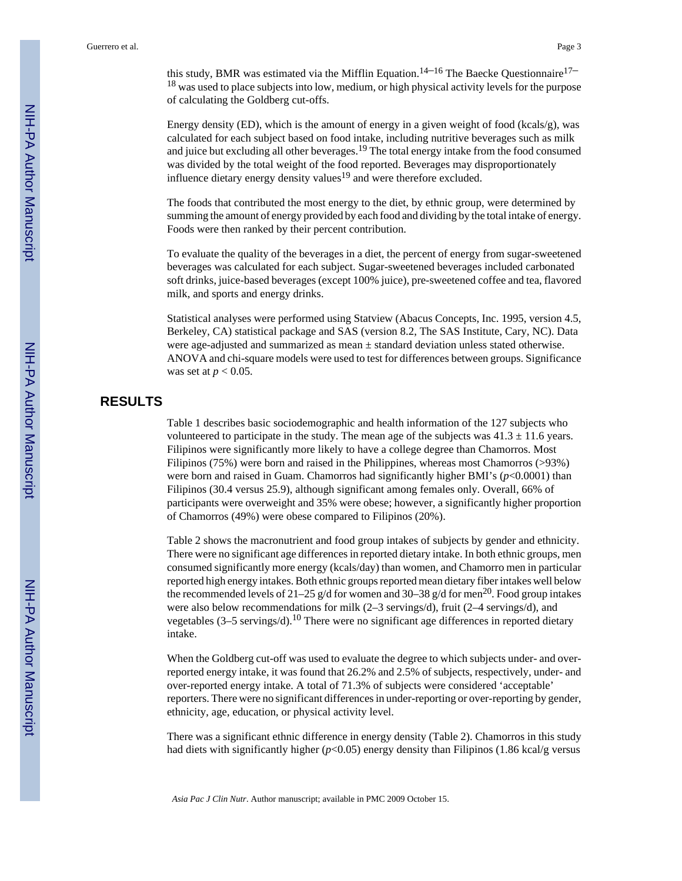this study, BMR was estimated via the Mifflin Equation.[14–16] The Baecke Questionnaire[17–18] was used to place subjects into low, medium, or high physical activity levels for the purpose of calculating the Goldberg cut-offs.

Energy density (ED), which is the amount of energy in a given weight of food (kcals/g), was calculated for each subject based on food intake, including nutritive beverages such as milk and juice but excluding all other beverages.[19] The total energy intake from the food consumed was divided by the total weight of the food reported. Beverages may disproportionately influence dietary energy density values[19] and were therefore excluded.

The foods that contributed the most energy to the diet, by ethnic group, were determined by summing the amount of energy provided by each food and dividing by the total intake of energy. Foods were then ranked by their percent contribution.

To evaluate the quality of the beverages in a diet, the percent of energy from sugar-sweetened beverages was calculated for each subject. Sugar-sweetened beverages included carbonated soft drinks, juice-based beverages (except 100% juice), pre-sweetened coffee and tea, flavored milk, and sports and energy drinks.

Statistical analyses were performed using Statview (Abacus Concepts, Inc. 1995, version 4.5, Berkeley, CA) statistical package and SAS (version 8.2, The SAS Institute, Cary, NC). Data were age-adjusted and summarized as mean ± standard deviation unless stated otherwise. ANOVA and chi-square models were used to test for differences between groups. Significance was set at $p < 0.05$.

## RESULTS

Table 1 describes basic sociodemographic and health information of the 127 subjects who volunteered to participate in the study. The mean age of the subjects was 41.3 ± 11.6 years. Filipinos were significantly more likely to have a college degree than Chamorros. Most Filipinos (75%) were born and raised in the Philippines, whereas most Chamorros (>93%) were born and raised in Guam. Chamorros had significantly higher BMI's ($p<0.0001$) than Filipinos (30.4 versus 25.9), although significant among females only. Overall, 66% of participants were overweight and 35% were obese; however, a significantly higher proportion of Chamorros (49%) were obese compared to Filipinos (20%).

Table 2 shows the macronutrient and food group intakes of subjects by gender and ethnicity. There were no significant age differences in reported dietary intake. In both ethnic groups, men consumed significantly more energy (kcals/day) than women, and Chamorro men in particular reported high energy intakes. Both ethnic groups reported mean dietary fiber intakes well below the recommended levels of 21–25 g/d for women and 30–38 g/d for men[20]. Food group intakes were also below recommendations for milk (2–3 servings/d), fruit (2–4 servings/d), and vegetables (3–5 servings/d).[10] There were no significant age differences in reported dietary intake.

When the Goldberg cut-off was used to evaluate the degree to which subjects under- and over-reported energy intake, it was found that 26.2% and 2.5% of subjects, respectively, under- and over-reported energy intake. A total of 71.3% of subjects were considered 'acceptable' reporters. There were no significant differences in under-reporting or over-reporting by gender, ethnicity, age, education, or physical activity level.

There was a significant ethnic difference in energy density (Table 2). Chamorros in this study had diets with significantly higher ($p<0.05$) energy density than Filipinos (1.86 kcal/g versus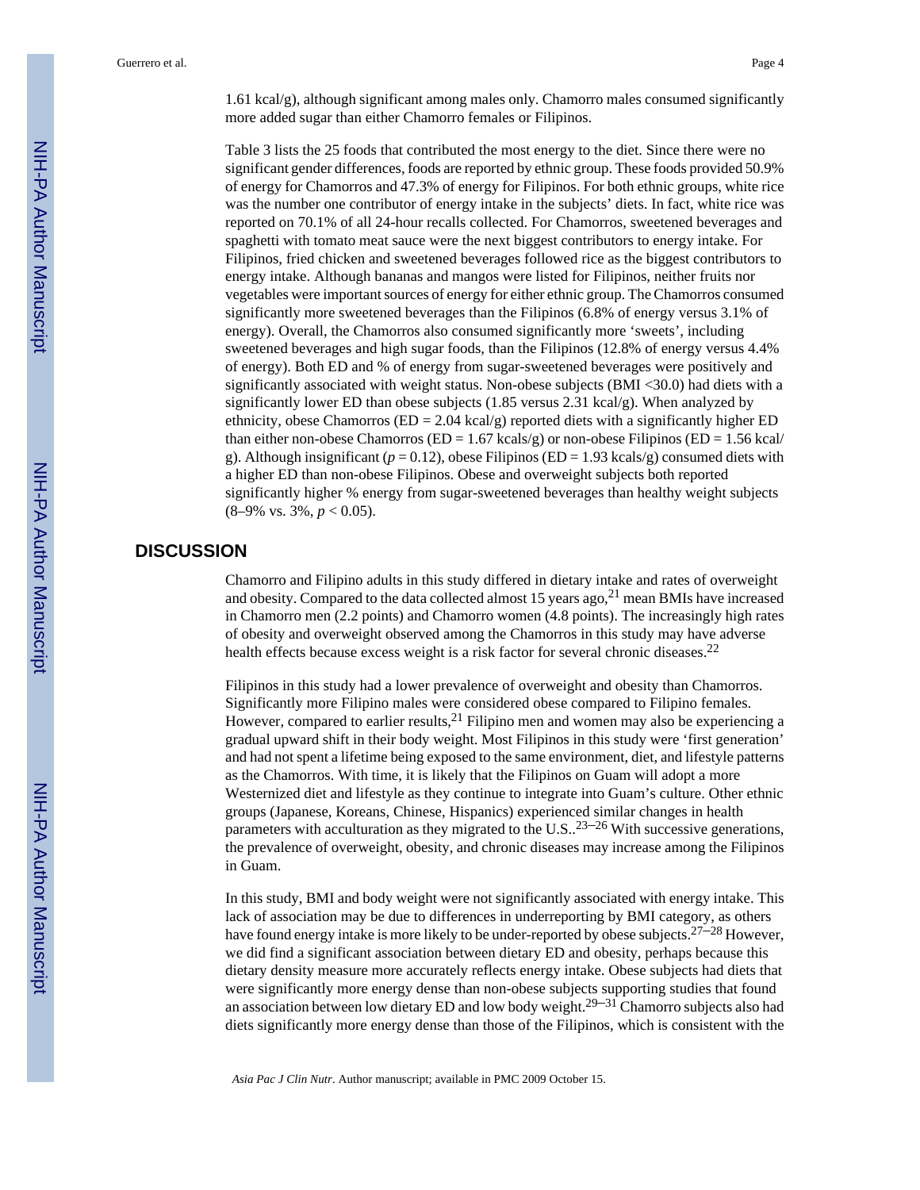1.61 kcal/g), although significant among males only. Chamorro males consumed significantly more added sugar than either Chamorro females or Filipinos.

Table 3 lists the 25 foods that contributed the most energy to the diet. Since there were no significant gender differences, foods are reported by ethnic group. These foods provided 50.9% of energy for Chamorros and 47.3% of energy for Filipinos. For both ethnic groups, white rice was the number one contributor of energy intake in the subjects' diets. In fact, white rice was reported on 70.1% of all 24-hour recalls collected. For Chamorros, sweetened beverages and spaghetti with tomato meat sauce were the next biggest contributors to energy intake. For Filipinos, fried chicken and sweetened beverages followed rice as the biggest contributors to energy intake. Although bananas and mangos were listed for Filipinos, neither fruits nor vegetables were important sources of energy for either ethnic group. The Chamorros consumed significantly more sweetened beverages than the Filipinos (6.8% of energy versus 3.1% of energy). Overall, the Chamorros also consumed significantly more 'sweets', including sweetened beverages and high sugar foods, than the Filipinos (12.8% of energy versus 4.4% of energy). Both ED and % of energy from sugar-sweetened beverages were positively and significantly associated with weight status. Non-obese subjects (BMI <30.0) had diets with a significantly lower ED than obese subjects (1.85 versus 2.31 kcal/g). When analyzed by ethnicity, obese Chamorros (ED = 2.04 kcal/g) reported diets with a significantly higher ED than either non-obese Chamorros (ED = 1.67 kcals/g) or non-obese Filipinos (ED = 1.56 kcal/g). Although insignificant ($p = 0.12$), obese Filipinos (ED = 1.93 kcals/g) consumed diets with a higher ED than non-obese Filipinos. Obese and overweight subjects both reported significantly higher % energy from sugar-sweetened beverages than healthy weight subjects (8–9% vs. 3%, $p < 0.05$).

## DISCUSSION

Chamorro and Filipino adults in this study differed in dietary intake and rates of overweight and obesity. Compared to the data collected almost 15 years ago,[21] mean BMIs have increased in Chamorro men (2.2 points) and Chamorro women (4.8 points). The increasingly high rates of obesity and overweight observed among the Chamorros in this study may have adverse health effects because excess weight is a risk factor for several chronic diseases.[22]

Filipinos in this study had a lower prevalence of overweight and obesity than Chamorros. Significantly more Filipino males were considered obese compared to Filipino females. However, compared to earlier results,[21] Filipino men and women may also be experiencing a gradual upward shift in their body weight. Most Filipinos in this study were 'first generation' and had not spent a lifetime being exposed to the same environment, diet, and lifestyle patterns as the Chamorros. With time, it is likely that the Filipinos on Guam will adopt a more Westernized diet and lifestyle as they continue to integrate into Guam's culture. Other ethnic groups (Japanese, Koreans, Chinese, Hispanics) experienced similar changes in health parameters with acculturation as they migrated to the U.S..[23–26] With successive generations, the prevalence of overweight, obesity, and chronic diseases may increase among the Filipinos in Guam.

In this study, BMI and body weight were not significantly associated with energy intake. This lack of association may be due to differences in underreporting by BMI category, as others have found energy intake is more likely to be under-reported by obese subjects.[27–28] However, we did find a significant association between dietary ED and obesity, perhaps because this dietary density measure more accurately reflects energy intake. Obese subjects had diets that were significantly more energy dense than non-obese subjects supporting studies that found an association between low dietary ED and low body weight.[29–31] Chamorro subjects also had diets significantly more energy dense than those of the Filipinos, which is consistent with the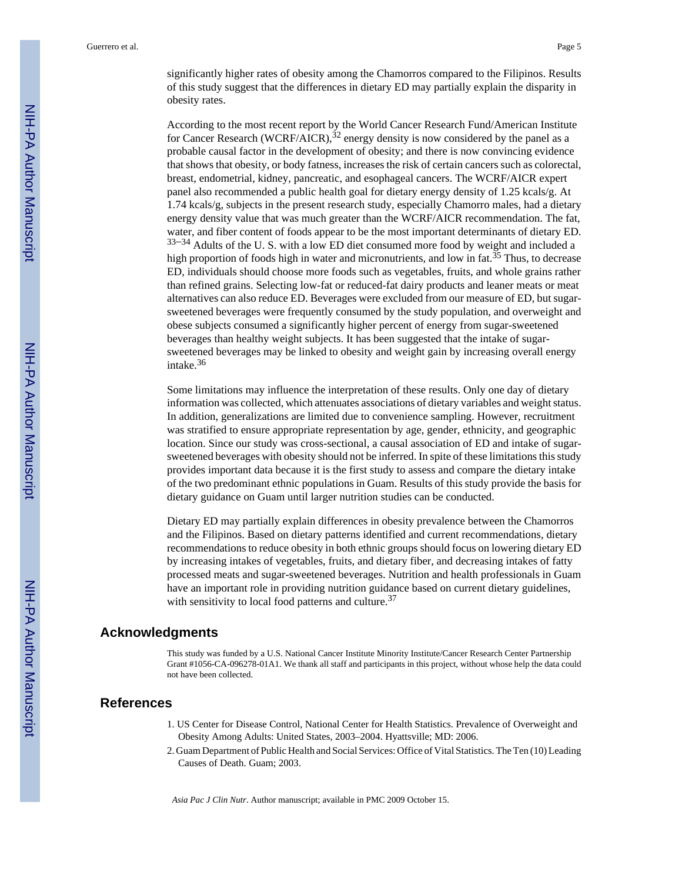significantly higher rates of obesity among the Chamorros compared to the Filipinos. Results of this study suggest that the differences in dietary ED may partially explain the disparity in obesity rates.

According to the most recent report by the World Cancer Research Fund/American Institute for Cancer Research (WCRF/AICR),[32] energy density is now considered by the panel as a probable causal factor in the development of obesity; and there is now convincing evidence that shows that obesity, or body fatness, increases the risk of certain cancers such as colorectal, breast, endometrial, kidney, pancreatic, and esophageal cancers. The WCRF/AICR expert panel also recommended a public health goal for dietary energy density of 1.25 kcals/g. At 1.74 kcals/g, subjects in the present research study, especially Chamorro males, had a dietary energy density value that was much greater than the WCRF/AICR recommendation. The fat, water, and fiber content of foods appear to be the most important determinants of dietary ED.[33–34] Adults of the U. S. with a low ED diet consumed more food by weight and included a high proportion of foods high in water and micronutrients, and low in fat.[35] Thus, to decrease ED, individuals should choose more foods such as vegetables, fruits, and whole grains rather than refined grains. Selecting low-fat or reduced-fat dairy products and leaner meats or meat alternatives can also reduce ED. Beverages were excluded from our measure of ED, but sugar-sweetened beverages were frequently consumed by the study population, and overweight and obese subjects consumed a significantly higher percent of energy from sugar-sweetened beverages than healthy weight subjects. It has been suggested that the intake of sugar-sweetened beverages may be linked to obesity and weight gain by increasing overall energy intake.[36]

Some limitations may influence the interpretation of these results. Only one day of dietary information was collected, which attenuates associations of dietary variables and weight status. In addition, generalizations are limited due to convenience sampling. However, recruitment was stratified to ensure appropriate representation by age, gender, ethnicity, and geographic location. Since our study was cross-sectional, a causal association of ED and intake of sugar-sweetened beverages with obesity should not be inferred. In spite of these limitations this study provides important data because it is the first study to assess and compare the dietary intake of the two predominant ethnic populations in Guam. Results of this study provide the basis for dietary guidance on Guam until larger nutrition studies can be conducted.

Dietary ED may partially explain differences in obesity prevalence between the Chamorros and the Filipinos. Based on dietary patterns identified and current recommendations, dietary recommendations to reduce obesity in both ethnic groups should focus on lowering dietary ED by increasing intakes of vegetables, fruits, and dietary fiber, and decreasing intakes of fatty processed meats and sugar-sweetened beverages. Nutrition and health professionals in Guam have an important role in providing nutrition guidance based on current dietary guidelines, with sensitivity to local food patterns and culture.[37]

## Acknowledgments

This study was funded by a U.S. National Cancer Institute Minority Institute/Cancer Research Center Partnership Grant #1056-CA-096278-01A1. We thank all staff and participants in this project, without whose help the data could not have been collected.

## References

1. US Center for Disease Control, National Center for Health Statistics. Prevalence of Overweight and Obesity Among Adults: United States, 2003–2004. Hyattsville; MD: 2006.
2. Guam Department of Public Health and Social Services: Office of Vital Statistics. The Ten (10) Leading Causes of Death. Guam; 2003.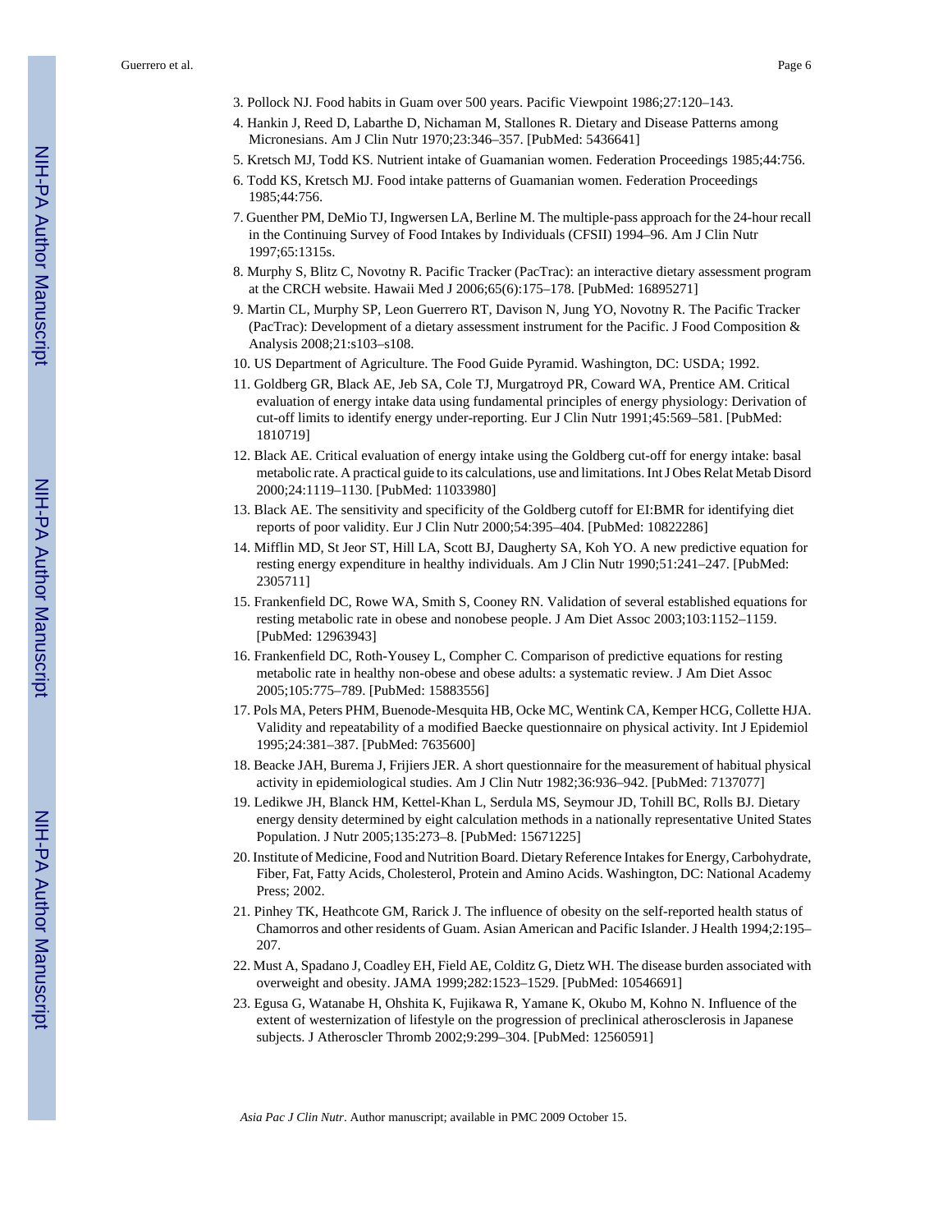3. Pollock NJ. Food habits in Guam over 500 years. Pacific Viewpoint 1986;27:120–143.
4. Hankin J, Reed D, Labarthe D, Nichaman M, Stallones R. Dietary and Disease Patterns among Micronesians. Am J Clin Nutr 1970;23:346–357. [PubMed: 5436641]
5. Kretsch MJ, Todd KS. Nutrient intake of Guamanian women. Federation Proceedings 1985;44:756.
6. Todd KS, Kretsch MJ. Food intake patterns of Guamanian women. Federation Proceedings 1985;44:756.
7. Guenther PM, DeMio TJ, Ingwersen LA, Berline M. The multiple-pass approach for the 24-hour recall in the Continuing Survey of Food Intakes by Individuals (CFSII) 1994–96. Am J Clin Nutr 1997;65:1315s.
8. Murphy S, Blitz C, Novotny R. Pacific Tracker (PacTrac): an interactive dietary assessment program at the CRCH website. Hawaii Med J 2006;65(6):175–178. [PubMed: 16895271]
9. Martin CL, Murphy SP, Leon Guerrero RT, Davison N, Jung YO, Novotny R. The Pacific Tracker (PacTrac): Development of a dietary assessment instrument for the Pacific. J Food Composition & Analysis 2008;21:s103–s108.
10. US Department of Agriculture. The Food Guide Pyramid. Washington, DC: USDA; 1992.
11. Goldberg GR, Black AE, Jeb SA, Cole TJ, Murgatroyd PR, Coward WA, Prentice AM. Critical evaluation of energy intake data using fundamental principles of energy physiology: Derivation of cut-off limits to identify energy under-reporting. Eur J Clin Nutr 1991;45:569–581. [PubMed: 1810719]
12. Black AE. Critical evaluation of energy intake using the Goldberg cut-off for energy intake: basal metabolic rate. A practical guide to its calculations, use and limitations. Int J Obes Relat Metab Disord 2000;24:1119–1130. [PubMed: 11033980]
13. Black AE. The sensitivity and specificity of the Goldberg cutoff for EI:BMR for identifying diet reports of poor validity. Eur J Clin Nutr 2000;54:395–404. [PubMed: 10822286]
14. Mifflin MD, St Jeor ST, Hill LA, Scott BJ, Daugherty SA, Koh YO. A new predictive equation for resting energy expenditure in healthy individuals. Am J Clin Nutr 1990;51:241–247. [PubMed: 2305711]
15. Frankenfield DC, Rowe WA, Smith S, Cooney RN. Validation of several established equations for resting metabolic rate in obese and nonobese people. J Am Diet Assoc 2003;103:1152–1159. [PubMed: 12963943]
16. Frankenfield DC, Roth-Yousey L, Compher C. Comparison of predictive equations for resting metabolic rate in healthy non-obese and obese adults: a systematic review. J Am Diet Assoc 2005;105:775–789. [PubMed: 15883556]
17. Pols MA, Peters PHM, Buenode-Mesquita HB, Ocke MC, Wentink CA, Kemper HCG, Collette HJA. Validity and repeatability of a modified Baecke questionnaire on physical activity. Int J Epidemiol 1995;24:381–387. [PubMed: 7635600]
18. Beacke JAH, Burema J, Frijiers JER. A short questionnaire for the measurement of habitual physical activity in epidemiological studies. Am J Clin Nutr 1982;36:936–942. [PubMed: 7137077]
19. Ledikwe JH, Blanck HM, Kettel-Khan L, Serdula MS, Seymour JD, Tohill BC, Rolls BJ. Dietary energy density determined by eight calculation methods in a nationally representative United States Population. J Nutr 2005;135:273–8. [PubMed: 15671225]
20. Institute of Medicine, Food and Nutrition Board. Dietary Reference Intakes for Energy, Carbohydrate, Fiber, Fat, Fatty Acids, Cholesterol, Protein and Amino Acids. Washington, DC: National Academy Press; 2002.
21. Pinhey TK, Heathcote GM, Rarick J. The influence of obesity on the self-reported health status of Chamorros and other residents of Guam. Asian American and Pacific Islander. J Health 1994;2:195–207.
22. Must A, Spadano J, Coadley EH, Field AE, Colditz G, Dietz WH. The disease burden associated with overweight and obesity. JAMA 1999;282:1523–1529. [PubMed: 10546691]
23. Egusa G, Watanabe H, Ohshita K, Fujikawa R, Yamane K, Okubo M, Kohno N. Influence of the extent of westernization of lifestyle on the progression of preclinical atherosclerosis in Japanese subjects. J Atheroscler Thromb 2002;9:299–304. [PubMed: 12560591]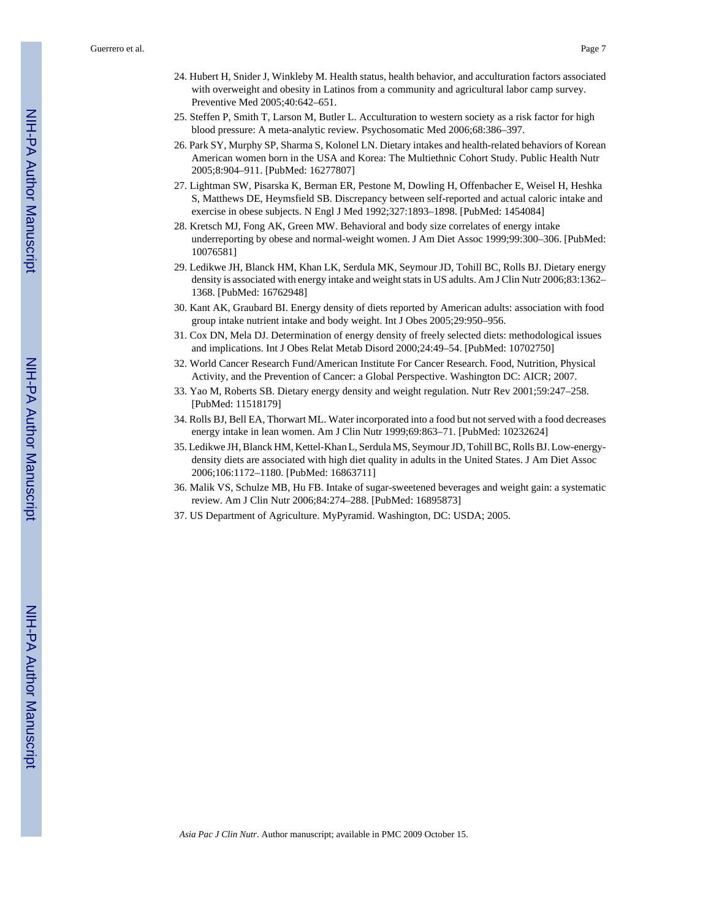24. Hubert H, Snider J, Winkleby M. Health status, health behavior, and acculturation factors associated with overweight and obesity in Latinos from a community and agricultural labor camp survey. Preventive Med 2005;40:642–651.
25. Steffen P, Smith T, Larson M, Butler L. Acculturation to western society as a risk factor for high blood pressure: A meta-analytic review. Psychosomatic Med 2006;68:386–397.
26. Park SY, Murphy SP, Sharma S, Kolonel LN. Dietary intakes and health-related behaviors of Korean American women born in the USA and Korea: The Multiethnic Cohort Study. Public Health Nutr 2005;8:904–911. [PubMed: 16277807]
27. Lightman SW, Pisarska K, Berman ER, Pestone M, Dowling H, Offenbacher E, Weisel H, Heshka S, Matthews DE, Heymsfield SB. Discrepancy between self-reported and actual caloric intake and exercise in obese subjects. N Engl J Med 1992;327:1893–1898. [PubMed: 1454084]
28. Kretsch MJ, Fong AK, Green MW. Behavioral and body size correlates of energy intake underreporting by obese and normal-weight women. J Am Diet Assoc 1999;99:300–306. [PubMed: 10076581]
29. Ledikwe JH, Blanck HM, Khan LK, Serdula MK, Seymour JD, Tohill BC, Rolls BJ. Dietary energy density is associated with energy intake and weight stats in US adults. Am J Clin Nutr 2006;83:1362–1368. [PubMed: 16762948]
30. Kant AK, Graubard BI. Energy density of diets reported by American adults: association with food group intake nutrient intake and body weight. Int J Obes 2005;29:950–956.
31. Cox DN, Mela DJ. Determination of energy density of freely selected diets: methodological issues and implications. Int J Obes Relat Metab Disord 2000;24:49–54. [PubMed: 10702750]
32. World Cancer Research Fund/American Institute For Cancer Research. Food, Nutrition, Physical Activity, and the Prevention of Cancer: a Global Perspective. Washington DC: AICR; 2007.
33. Yao M, Roberts SB. Dietary energy density and weight regulation. Nutr Rev 2001;59:247–258. [PubMed: 11518179]
34. Rolls BJ, Bell EA, Thorwart ML. Water incorporated into a food but not served with a food decreases energy intake in lean women. Am J Clin Nutr 1999;69:863–71. [PubMed: 10232624]
35. Ledikwe JH, Blanck HM, Kettel-Khan L, Serdula MS, Seymour JD, Tohill BC, Rolls BJ. Low-energy-density diets are associated with high diet quality in adults in the United States. J Am Diet Assoc 2006;106:1172–1180. [PubMed: 16863711]
36. Malik VS, Schulze MB, Hu FB. Intake of sugar-sweetened beverages and weight gain: a systematic review. Am J Clin Nutr 2006;84:274–288. [PubMed: 16895873]
37. US Department of Agriculture. MyPyramid. Washington, DC: USDA; 2005.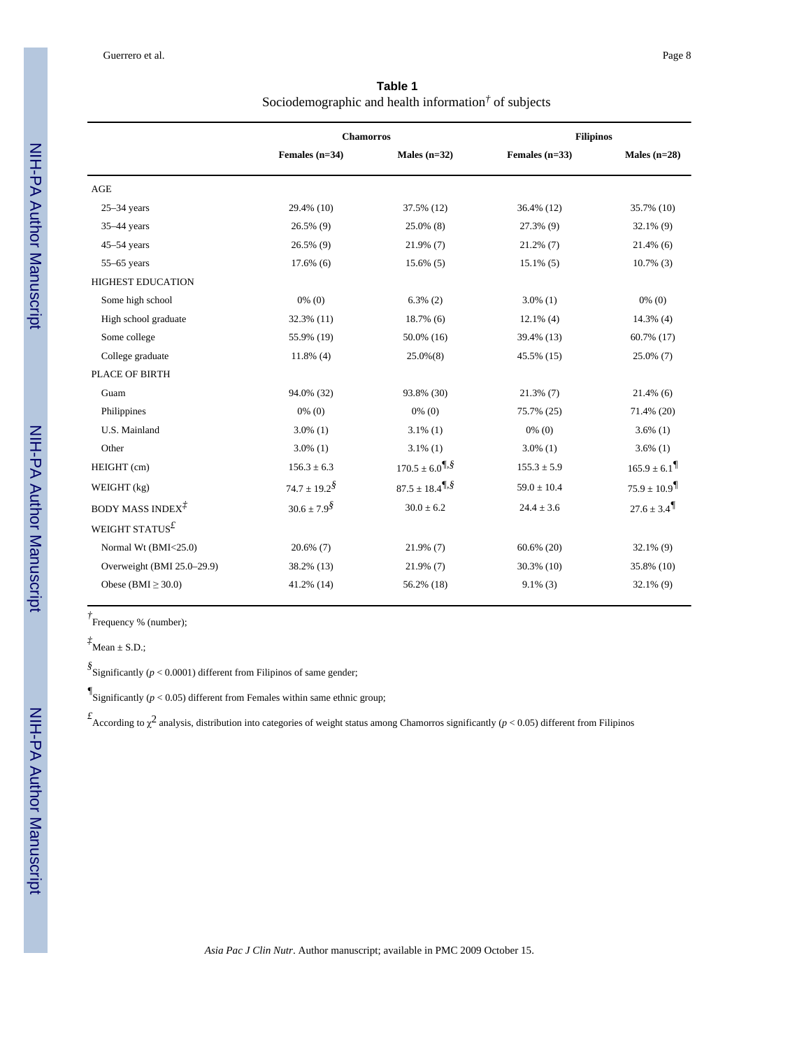**Table 1**

Sociodemographic and health information† of subjects

| | Chamorros | | Filipinos | |
|---|---|---|---|---|
| | Females (n=34) | Males (n=32) | Females (n=33) | Males (n=28) |
| AGE | | | | |
| 25–34 years | 29.4% (10) | 37.5% (12) | 36.4% (12) | 35.7% (10) |
| 35–44 years | 26.5% (9) | 25.0% (8) | 27.3% (9) | 32.1% (9) |
| 45–54 years | 26.5% (9) | 21.9% (7) | 21.2% (7) | 21.4% (6) |
| 55–65 years | 17.6% (6) | 15.6% (5) | 15.1% (5) | 10.7% (3) |
| HIGHEST EDUCATION | | | | |
| Some high school | 0% (0) | 6.3% (2) | 3.0% (1) | 0% (0) |
| High school graduate | 32.3% (11) | 18.7% (6) | 12.1% (4) | 14.3% (4) |
| Some college | 55.9% (19) | 50.0% (16) | 39.4% (13) | 60.7% (17) |
| College graduate | 11.8% (4) | 25.0%(8) | 45.5% (15) | 25.0% (7) |
| PLACE OF BIRTH | | | | |
| Guam | 94.0% (32) | 93.8% (30) | 21.3% (7) | 21.4% (6) |
| Philippines | 0% (0) | 0% (0) | 75.7% (25) | 71.4% (20) |
| U.S. Mainland | 3.0% (1) | 3.1% (1) | 0% (0) | 3.6% (1) |
| Other | 3.0% (1) | 3.1% (1) | 3.0% (1) | 3.6% (1) |
| HEIGHT (cm) | 156.3 ± 6.3 | 170.5 ± 6.0¶,§ | 155.3 ± 5.9 | 165.9 ± 6.1¶ |
| WEIGHT (kg) | 74.7 ± 19.2§ | 87.5 ± 18.4¶,§ | 59.0 ± 10.4 | 75.9 ± 10.9¶ |
| BODY MASS INDEX‡ | 30.6 ± 7.9§ | 30.0 ± 6.2 | 24.4 ± 3.6 | 27.6 ± 3.4¶ |
| WEIGHT STATUS£ | | | | |
| Normal Wt (BMI<25.0) | 20.6% (7) | 21.9% (7) | 60.6% (20) | 32.1% (9) |
| Overweight (BMI 25.0–29.9) | 38.2% (13) | 21.9% (7) | 30.3% (10) | 35.8% (10) |
| Obese (BMI ≥ 30.0) | 41.2% (14) | 56.2% (18) | 9.1% (3) | 32.1% (9) |

† Frequency % (number);

‡ Mean ± S.D.;

§ Significantly ($p < 0.0001$) different from Filipinos of same gender;

¶ Significantly ($p < 0.05$) different from Females within same ethnic group;

£ According to $\chi^2$ analysis, distribution into categories of weight status among Chamorros significantly ($p < 0.05$) different from Filipinos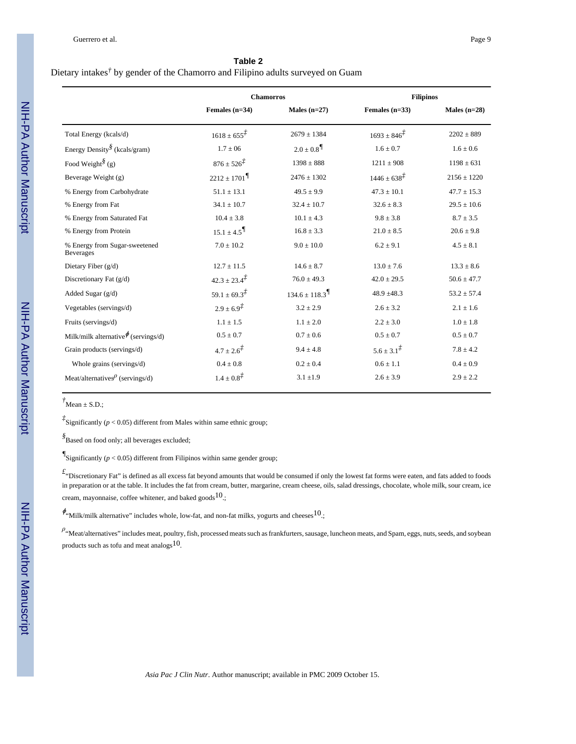**Table 2**

Dietary intakes[†] by gender of the Chamorro and Filipino adults surveyed on Guam

| | Chamorros | | Filipinos | |
|---|---|---|---|---|
| | Females (n=34) | Males (n=27) | Females (n=33) | Males (n=28) |
| Total Energy (kcals/d) | 1618 ± 655[‡] | 2679 ± 1384 | 1693 ± 846[‡] | 2202 ± 889 |
| Energy Density[§] (kcals/gram) | 1.7 ± 06 | 2.0 ± 0.8[¶] | 1.6 ± 0.7 | 1.6 ± 0.6 |
| Food Weight[§] (g) | 876 ± 526[‡] | 1398 ± 888 | 1211 ± 908 | 1198 ± 631 |
| Beverage Weight (g) | 2212 ± 1701[¶] | 2476 ± 1302 | 1446 ± 638[‡] | 2156 ± 1220 |
| % Energy from Carbohydrate | 51.1 ± 13.1 | 49.5 ± 9.9 | 47.3 ± 10.1 | 47.7 ± 15.3 |
| % Energy from Fat | 34.1 ± 10.7 | 32.4 ± 10.7 | 32.6 ± 8.3 | 29.5 ± 10.6 |
| % Energy from Saturated Fat | 10.4 ± 3.8 | 10.1 ± 4.3 | 9.8 ± 3.8 | 8.7 ± 3.5 |
| % Energy from Protein | 15.1 ± 4.5[¶] | 16.8 ± 3.3 | 21.0 ± 8.5 | 20.6 ± 9.8 |
| % Energy from Sugar-sweetened Beverages | 7.0 ± 10.2 | 9.0 ± 10.0 | 6.2 ± 9.1 | 4.5 ± 8.1 |
| Dietary Fiber (g/d) | 12.7 ± 11.5 | 14.6 ± 8.7 | 13.0 ± 7.6 | 13.3 ± 8.6 |
| Discretionary Fat (g/d) | 42.3 ± 23.4[‡] | 76.0 ± 49.3 | 42.0 ± 29.5 | 50.6 ± 47.7 |
| Added Sugar (g/d) | 59.1 ± 69.3[‡] | 134.6 ± 118.3[¶] | 48.9 ±48.3 | 53.2 ± 57.4 |
| Vegetables (servings/d) | 2.9 ± 6.9[‡] | 3.2 ± 2.9 | 2.6 ± 3.2 | 2.1 ± 1.6 |
| Fruits (servings/d) | 1.1 ± 1.5 | 1.1 ± 2.0 | 2.2 ± 3.0 | 1.0 ± 1.8 |
| Milk/milk alternative[ϕ] (servings/d) | 0.5 ± 0.7 | 0.7 ± 0.6 | 0.5 ± 0.7 | 0.5 ± 0.7 |
| Grain products (servings/d) | 4.7 ± 2.6[‡] | 9.4 ± 4.8 | 5.6 ± 3.1[‡] | 7.8 ± 4.2 |
| Whole grains (servings/d) | 0.4 ± 0.8 | 0.2 ± 0.4 | 0.6 ± 1.1 | 0.4 ± 0.9 |
| Meat/alternatives[ρ] (servings/d) | 1.4 ± 0.8[‡] | 3.1 ±1.9 | 2.6 ± 3.9 | 2.9 ± 2.2 |

[†]Mean ± S.D.;

[‡]Significantly ($p < 0.05$) different from Males within same ethnic group;

[§]Based on food only; all beverages excluded;

[¶]Significantly ($p < 0.05$) different from Filipinos within same gender group;

[£]"Discretionary Fat" is defined as all excess fat beyond amounts that would be consumed if only the lowest fat forms were eaten, and fats added to foods in preparation or at the table. It includes the fat from cream, butter, margarine, cream cheese, oils, salad dressings, chocolate, whole milk, sour cream, ice cream, mayonnaise, coffee whitener, and baked goods[10].;

[ϕ]"Milk/milk alternative" includes whole, low-fat, and non-fat milks, yogurts and cheeses[10].;

[ρ]"Meat/alternatives" includes meat, poultry, fish, processed meats such as frankfurters, sausage, luncheon meats, and Spam, eggs, nuts, seeds, and soybean products such as tofu and meat analogs[10].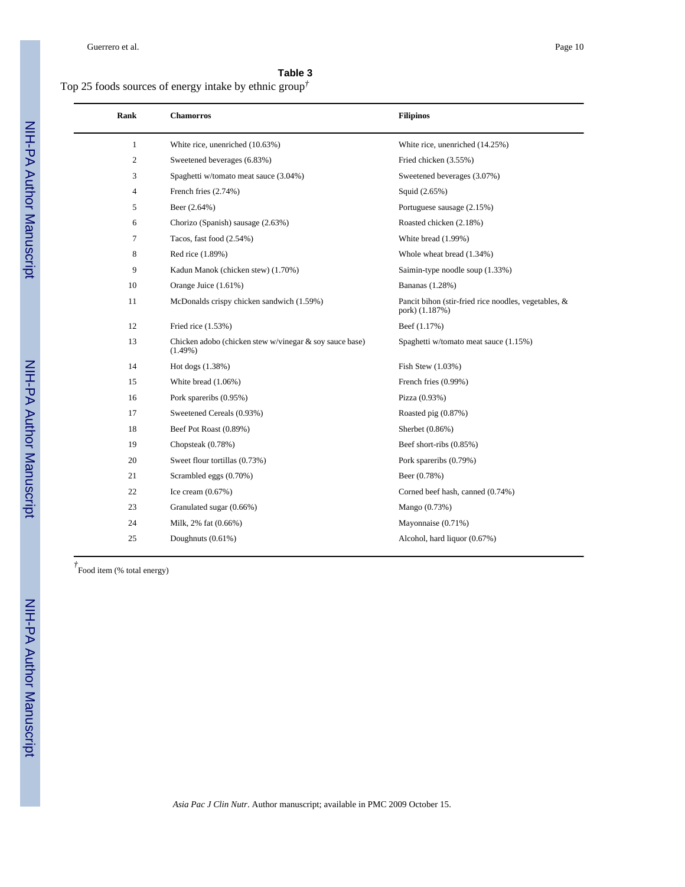**Table 3**

Top 25 foods sources of energy intake by ethnic group†

| Rank | Chamorros | Filipinos |
|---|---|---|
| 1 | White rice, unenriched (10.63%) | White rice, unenriched (14.25%) |
| 2 | Sweetened beverages (6.83%) | Fried chicken (3.55%) |
| 3 | Spaghetti w/tomato meat sauce (3.04%) | Sweetened beverages (3.07%) |
| 4 | French fries (2.74%) | Squid (2.65%) |
| 5 | Beer (2.64%) | Portuguese sausage (2.15%) |
| 6 | Chorizo (Spanish) sausage (2.63%) | Roasted chicken (2.18%) |
| 7 | Tacos, fast food (2.54%) | White bread (1.99%) |
| 8 | Red rice (1.89%) | Whole wheat bread (1.34%) |
| 9 | Kadun Manok (chicken stew) (1.70%) | Saimin-type noodle soup (1.33%) |
| 10 | Orange Juice (1.61%) | Bananas (1.28%) |
| 11 | McDonalds crispy chicken sandwich (1.59%) | Pancit bihon (stir-fried rice noodles, vegetables, & pork) (1.187%) |
| 12 | Fried rice (1.53%) | Beef (1.17%) |
| 13 | Chicken adobo (chicken stew w/vinegar & soy sauce base) (1.49%) | Spaghetti w/tomato meat sauce (1.15%) |
| 14 | Hot dogs (1.38%) | Fish Stew (1.03%) |
| 15 | White bread (1.06%) | French fries (0.99%) |
| 16 | Pork spareribs (0.95%) | Pizza (0.93%) |
| 17 | Sweetened Cereals (0.93%) | Roasted pig (0.87%) |
| 18 | Beef Pot Roast (0.89%) | Sherbet (0.86%) |
| 19 | Chopsteak (0.78%) | Beef short-ribs (0.85%) |
| 20 | Sweet flour tortillas (0.73%) | Pork spareribs (0.79%) |
| 21 | Scrambled eggs (0.70%) | Beer (0.78%) |
| 22 | Ice cream (0.67%) | Corned beef hash, canned (0.74%) |
| 23 | Granulated sugar (0.66%) | Mango (0.73%) |
| 24 | Milk, 2% fat (0.66%) | Mayonnaise (0.71%) |
| 25 | Doughnuts (0.61%) | Alcohol, hard liquor (0.67%) |

†Food item (% total energy)